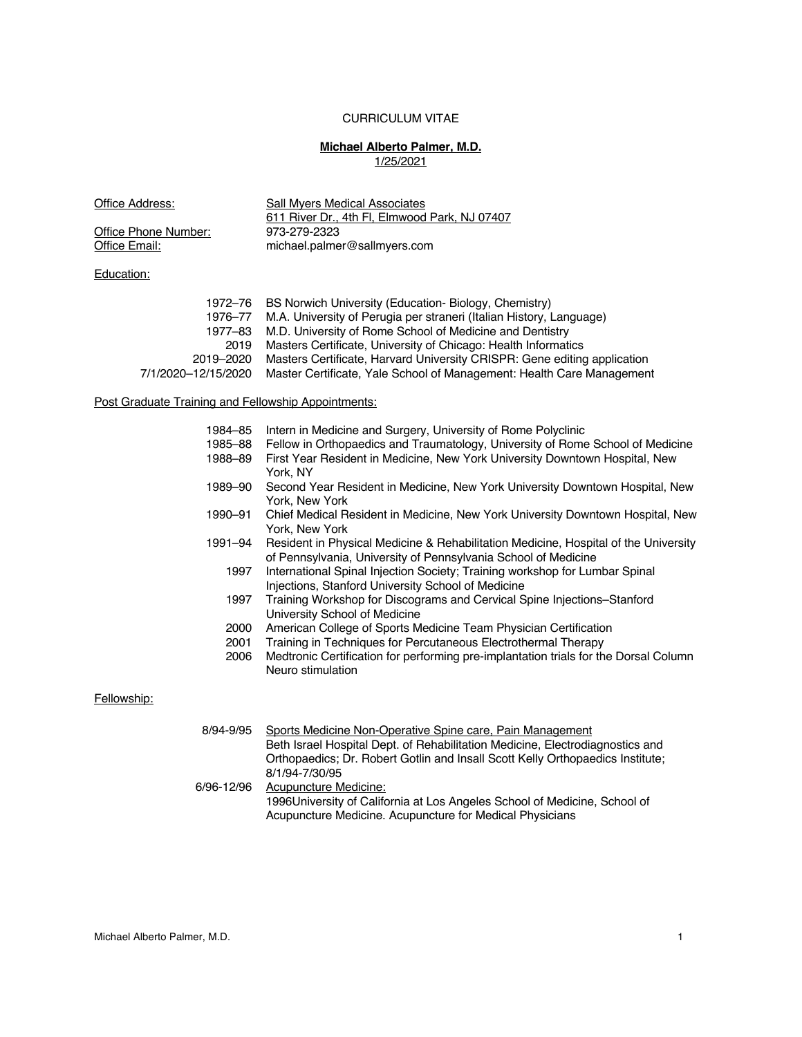# CURRICULUM VITAE

## Michael Alberto Palmer, M.D.

1/25/2021

Office Address: Sall Myers Medical Associates
611 River Dr., 4th Fl, Elmwood Park, NJ 07407

Office Phone Number: 973-279-2323

Office Email: michael.palmer@sallmyers.com

### Education:

- 1972–76 BS Norwich University (Education- Biology, Chemistry)
- 1976–77 M.A. University of Perugia per straneri (Italian History, Language)
- 1977–83 M.D. University of Rome School of Medicine and Dentistry
- 2019 Masters Certificate, University of Chicago: Health Informatics
- 2019–2020 Masters Certificate, Harvard University CRISPR: Gene editing application
- 7/1/2020–12/15/2020 Master Certificate, Yale School of Management: Health Care Management

### Post Graduate Training and Fellowship Appointments:

- 1984–85 Intern in Medicine and Surgery, University of Rome Polyclinic
- 1985–88 Fellow in Orthopaedics and Traumatology, University of Rome School of Medicine
- 1988–89 First Year Resident in Medicine, New York University Downtown Hospital, New York, NY
- 1989–90 Second Year Resident in Medicine, New York University Downtown Hospital, New York, New York
- 1990–91 Chief Medical Resident in Medicine, New York University Downtown Hospital, New York, New York
- 1991–94 Resident in Physical Medicine & Rehabilitation Medicine, Hospital of the University of Pennsylvania, University of Pennsylvania School of Medicine
- 1997 International Spinal Injection Society; Training workshop for Lumbar Spinal Injections, Stanford University School of Medicine
- 1997 Training Workshop for Discograms and Cervical Spine Injections–Stanford University School of Medicine
- 2000 American College of Sports Medicine Team Physician Certification
- 2001 Training in Techniques for Percutaneous Electrothermal Therapy
- 2006 Medtronic Certification for performing pre-implantation trials for the Dorsal Column Neuro stimulation

### Fellowship:

- 8/94-9/95 Sports Medicine Non-Operative Spine care, Pain Management
  Beth Israel Hospital Dept. of Rehabilitation Medicine, Electrodiagnostics and Orthopaedics; Dr. Robert Gotlin and Insall Scott Kelly Orthopaedics Institute; 8/1/94-7/30/95
- 6/96-12/96 Acupuncture Medicine:
  1996University of California at Los Angeles School of Medicine, School of Acupuncture Medicine. Acupuncture for Medical Physicians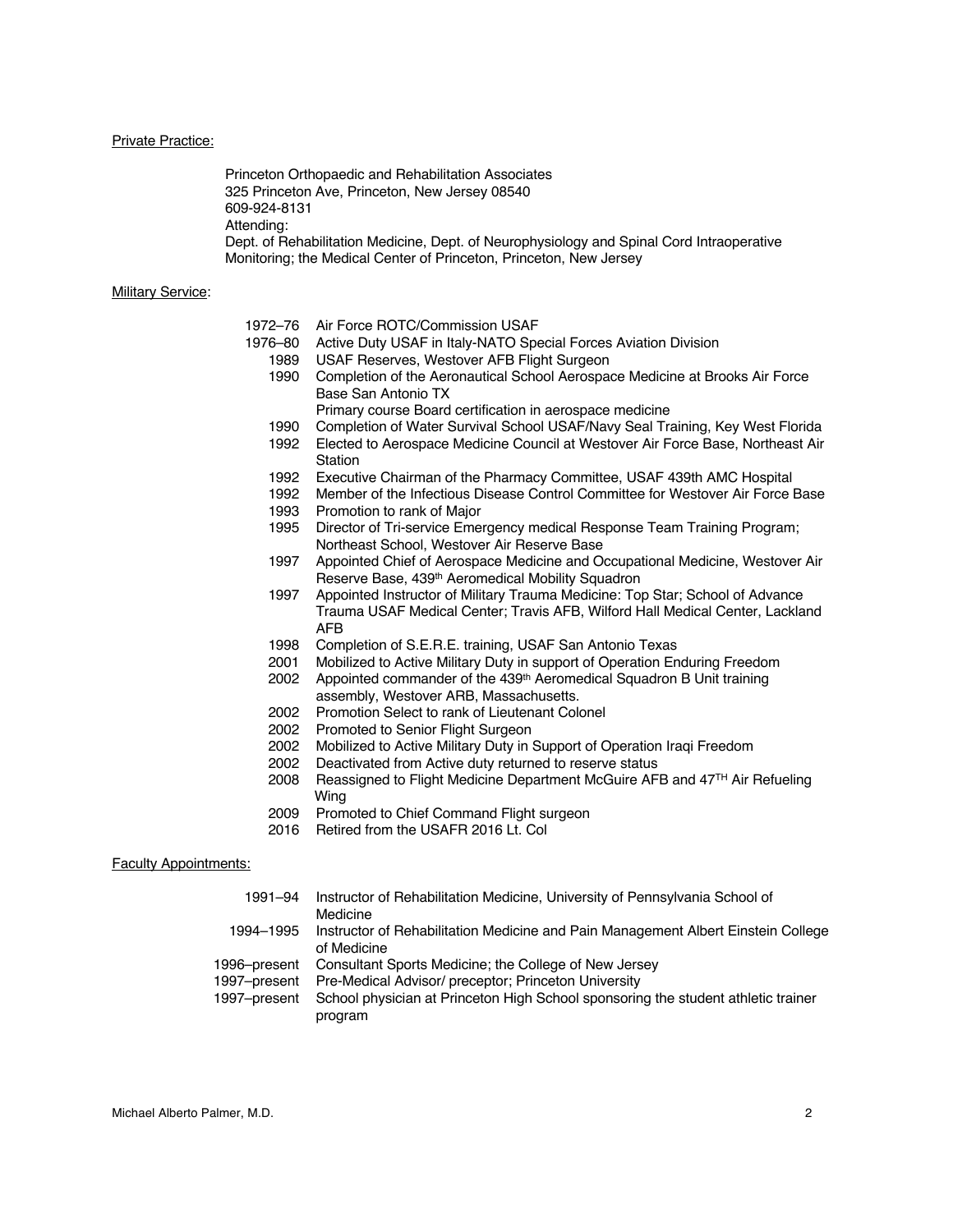Private Practice:

Princeton Orthopaedic and Rehabilitation Associates
325 Princeton Ave, Princeton, New Jersey 08540
609-924-8131
Attending:
Dept. of Rehabilitation Medicine, Dept. of Neurophysiology and Spinal Cord Intraoperative Monitoring; the Medical Center of Princeton, Princeton, New Jersey

Military Service:

| | |
|---|---|
| 1972–76 | Air Force ROTC/Commission USAF |
| 1976–80 | Active Duty USAF in Italy-NATO Special Forces Aviation Division |
| 1989 | USAF Reserves, Westover AFB Flight Surgeon |
| 1990 | Completion of the Aeronautical School Aerospace Medicine at Brooks Air Force Base San Antonio TX<br>Primary course Board certification in aerospace medicine |
| 1990 | Completion of Water Survival School USAF/Navy Seal Training, Key West Florida |
| 1992 | Elected to Aerospace Medicine Council at Westover Air Force Base, Northeast Air Station |
| 1992 | Executive Chairman of the Pharmacy Committee, USAF 439th AMC Hospital |
| 1992 | Member of the Infectious Disease Control Committee for Westover Air Force Base |
| 1993 | Promotion to rank of Major |
| 1995 | Director of Tri-service Emergency medical Response Team Training Program; Northeast School, Westover Air Reserve Base |
| 1997 | Appointed Chief of Aerospace Medicine and Occupational Medicine, Westover Air Reserve Base, 439th Aeromedical Mobility Squadron |
| 1997 | Appointed Instructor of Military Trauma Medicine: Top Star; School of Advance Trauma USAF Medical Center; Travis AFB, Wilford Hall Medical Center, Lackland AFB |
| 1998 | Completion of S.E.R.E. training, USAF San Antonio Texas |
| 2001 | Mobilized to Active Military Duty in support of Operation Enduring Freedom |
| 2002 | Appointed commander of the 439th Aeromedical Squadron B Unit training assembly, Westover ARB, Massachusetts. |
| 2002 | Promotion Select to rank of Lieutenant Colonel |
| 2002 | Promoted to Senior Flight Surgeon |
| 2002 | Mobilized to Active Military Duty in Support of Operation Iraqi Freedom |
| 2002 | Deactivated from Active duty returned to reserve status |
| 2008 | Reassigned to Flight Medicine Department McGuire AFB and 47TH Air Refueling Wing |
| 2009 | Promoted to Chief Command Flight surgeon |
| 2016 | Retired from the USAFR 2016 Lt. Col |

Faculty Appointments:

| | |
|---|---|
| 1991–94 | Instructor of Rehabilitation Medicine, University of Pennsylvania School of Medicine |
| 1994–1995 | Instructor of Rehabilitation Medicine and Pain Management Albert Einstein College of Medicine |
| 1996–present | Consultant Sports Medicine; the College of New Jersey |
| 1997–present | Pre-Medical Advisor/ preceptor; Princeton University |
| 1997–present | School physician at Princeton High School sponsoring the student athletic trainer program |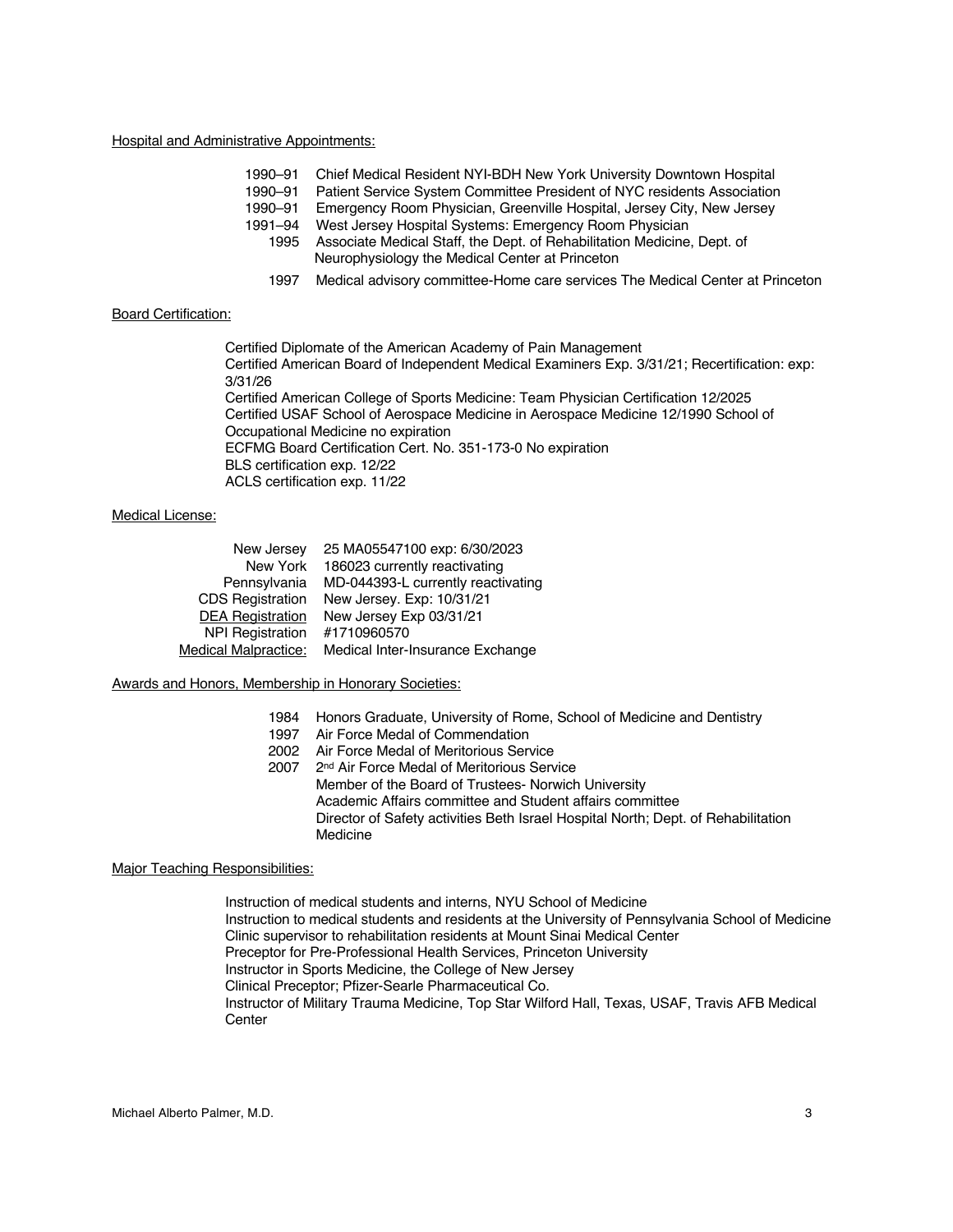## Hospital and Administrative Appointments:

| | |
|---|---|
| 1990–91 | Chief Medical Resident NYI-BDH New York University Downtown Hospital |
| 1990–91 | Patient Service System Committee President of NYC residents Association |
| 1990–91 | Emergency Room Physician, Greenville Hospital, Jersey City, New Jersey |
| 1991–94 | West Jersey Hospital Systems: Emergency Room Physician |
| 1995 | Associate Medical Staff, the Dept. of Rehabilitation Medicine, Dept. of Neurophysiology the Medical Center at Princeton |
| 1997 | Medical advisory committee-Home care services The Medical Center at Princeton |

## Board Certification:

Certified Diplomate of the American Academy of Pain Management
Certified American Board of Independent Medical Examiners Exp. 3/31/21; Recertification: exp: 3/31/26
Certified American College of Sports Medicine: Team Physician Certification 12/2025
Certified USAF School of Aerospace Medicine in Aerospace Medicine 12/1990 School of Occupational Medicine no expiration
ECFMG Board Certification Cert. No. 351-173-0 No expiration
BLS certification exp. 12/22
ACLS certification exp. 11/22

## Medical License:

| | |
|---|---|
| New Jersey | 25 MA05547100 exp: 6/30/2023 |
| New York | 186023 currently reactivating |
| Pennsylvania | MD-044393-L currently reactivating |
| CDS Registration | New Jersey. Exp: 10/31/21 |
| DEA Registration | New Jersey Exp 03/31/21 |
| NPI Registration | #1710960570 |
| Medical Malpractice: | Medical Inter-Insurance Exchange |

## Awards and Honors, Membership in Honorary Societies:

| | |
|---|---|
| 1984 | Honors Graduate, University of Rome, School of Medicine and Dentistry |
| 1997 | Air Force Medal of Commendation |
| 2002 | Air Force Medal of Meritorious Service |
| 2007 | 2nd Air Force Medal of Meritorious Service |
| | Member of the Board of Trustees- Norwich University |
| | Academic Affairs committee and Student affairs committee |
| | Director of Safety activities Beth Israel Hospital North; Dept. of Rehabilitation Medicine |

## Major Teaching Responsibilities:

Instruction of medical students and interns, NYU School of Medicine
Instruction to medical students and residents at the University of Pennsylvania School of Medicine
Clinic supervisor to rehabilitation residents at Mount Sinai Medical Center
Preceptor for Pre-Professional Health Services, Princeton University
Instructor in Sports Medicine, the College of New Jersey
Clinical Preceptor; Pfizer-Searle Pharmaceutical Co.
Instructor of Military Trauma Medicine, Top Star Wilford Hall, Texas, USAF, Travis AFB Medical Center